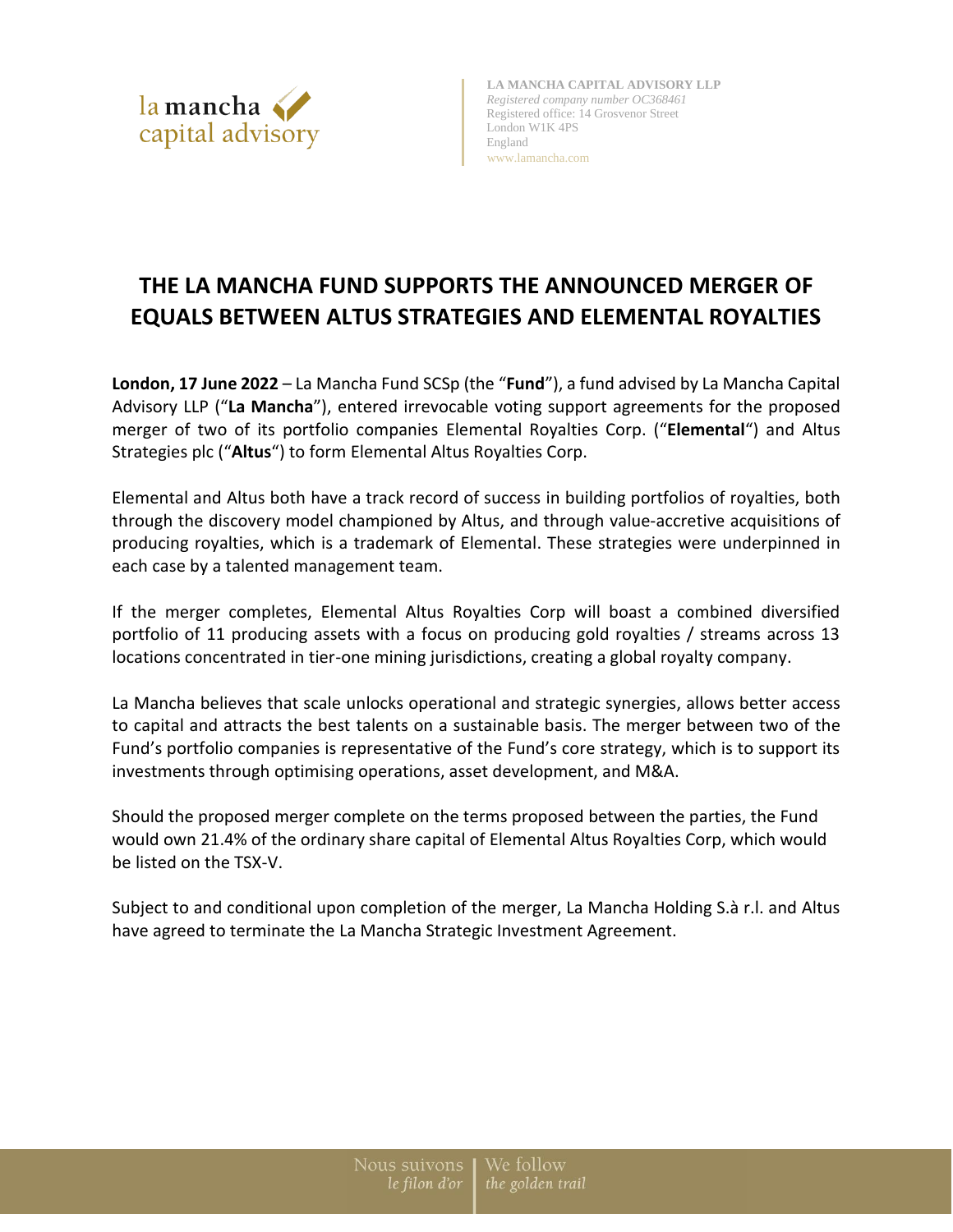LA MANCHA CAPITAL ADVISORY LLP
*Registered company number OC368461*
Registered office: 14 Grosvenor Street
London W1K 4PS
England
www.lamancha.com

# THE LA MANCHA FUND SUPPORTS THE ANNOUNCED MERGER OF EQUALS BETWEEN ALTUS STRATEGIES AND ELEMENTAL ROYALTIES

**London, 17 June 2022** – La Mancha Fund SCSp (the "**Fund**"), a fund advised by La Mancha Capital Advisory LLP ("**La Mancha**"), entered irrevocable voting support agreements for the proposed merger of two of its portfolio companies Elemental Royalties Corp. ("**Elemental**") and Altus Strategies plc ("**Altus**") to form Elemental Altus Royalties Corp.

Elemental and Altus both have a track record of success in building portfolios of royalties, both through the discovery model championed by Altus, and through value-accretive acquisitions of producing royalties, which is a trademark of Elemental. These strategies were underpinned in each case by a talented management team.

If the merger completes, Elemental Altus Royalties Corp will boast a combined diversified portfolio of 11 producing assets with a focus on producing gold royalties / streams across 13 locations concentrated in tier-one mining jurisdictions, creating a global royalty company.

La Mancha believes that scale unlocks operational and strategic synergies, allows better access to capital and attracts the best talents on a sustainable basis. The merger between two of the Fund's portfolio companies is representative of the Fund's core strategy, which is to support its investments through optimising operations, asset development, and M&A.

Should the proposed merger complete on the terms proposed between the parties, the Fund would own 21.4% of the ordinary share capital of Elemental Altus Royalties Corp, which would be listed on the TSX-V.

Subject to and conditional upon completion of the merger, La Mancha Holding S.à r.l. and Altus have agreed to terminate the La Mancha Strategic Investment Agreement.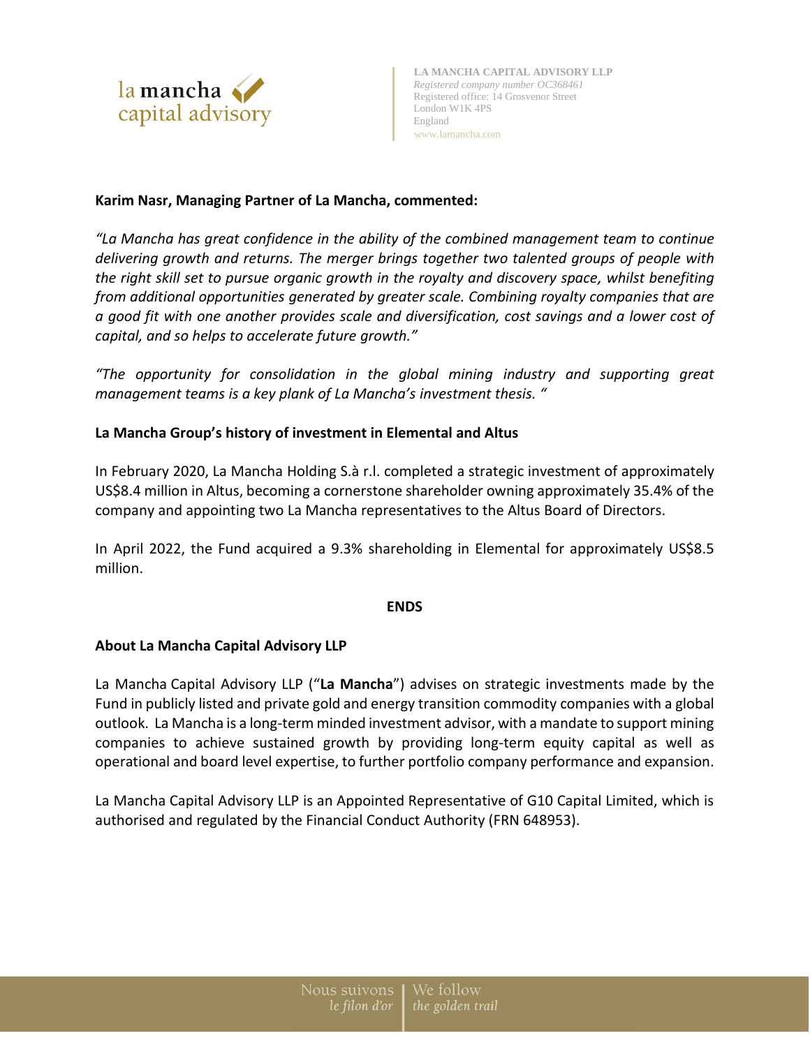**Karim Nasr, Managing Partner of La Mancha, commented:**

*"La Mancha has great confidence in the ability of the combined management team to continue delivering growth and returns. The merger brings together two talented groups of people with the right skill set to pursue organic growth in the royalty and discovery space, whilst benefiting from additional opportunities generated by greater scale. Combining royalty companies that are a good fit with one another provides scale and diversification, cost savings and a lower cost of capital, and so helps to accelerate future growth."*

*"The opportunity for consolidation in the global mining industry and supporting great management teams is a key plank of La Mancha's investment thesis. "*

**La Mancha Group's history of investment in Elemental and Altus**

In February 2020, La Mancha Holding S.à r.l. completed a strategic investment of approximately US$8.4 million in Altus, becoming a cornerstone shareholder owning approximately 35.4% of the company and appointing two La Mancha representatives to the Altus Board of Directors.

In April 2022, the Fund acquired a 9.3% shareholding in Elemental for approximately US$8.5 million.

**ENDS**

**About La Mancha Capital Advisory LLP**

La Mancha Capital Advisory LLP ("**La Mancha**") advises on strategic investments made by the Fund in publicly listed and private gold and energy transition commodity companies with a global outlook. La Mancha is a long-term minded investment advisor, with a mandate to support mining companies to achieve sustained growth by providing long-term equity capital as well as operational and board level expertise, to further portfolio company performance and expansion.

La Mancha Capital Advisory LLP is an Appointed Representative of G10 Capital Limited, which is authorised and regulated by the Financial Conduct Authority (FRN 648953).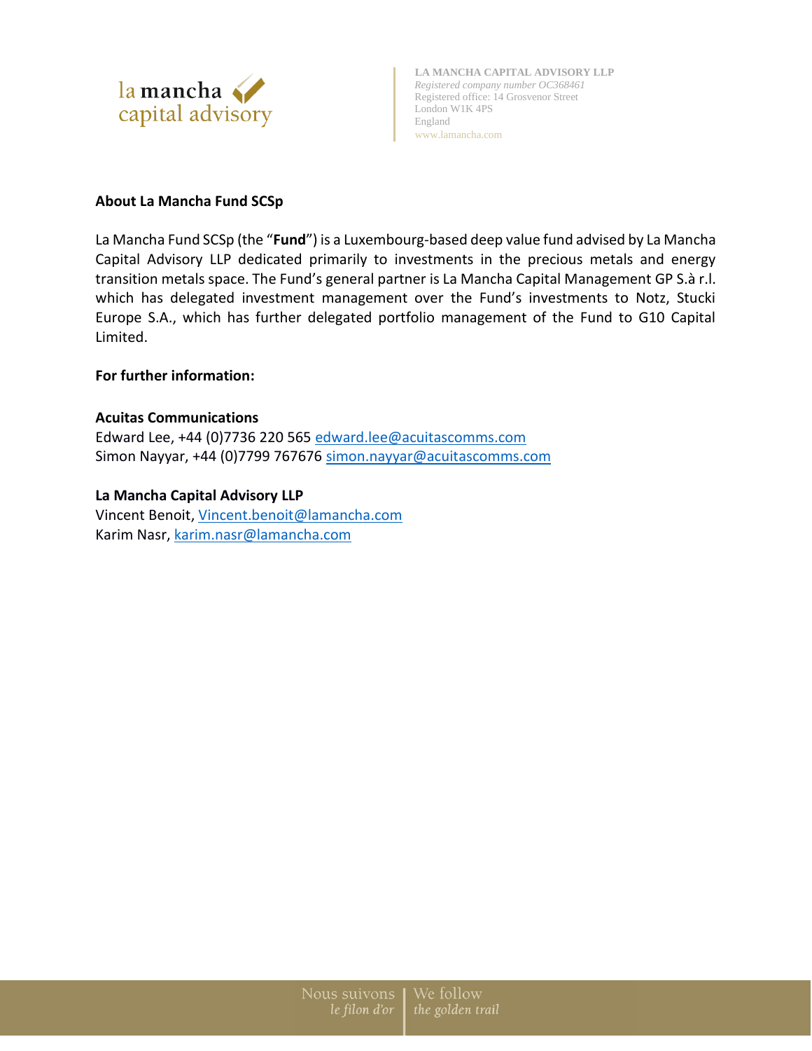## About La Mancha Fund SCSp

La Mancha Fund SCSp (the "**Fund**") is a Luxembourg-based deep value fund advised by La Mancha Capital Advisory LLP dedicated primarily to investments in the precious metals and energy transition metals space. The Fund's general partner is La Mancha Capital Management GP S.à r.l. which has delegated investment management over the Fund's investments to Notz, Stucki Europe S.A., which has further delegated portfolio management of the Fund to G10 Capital Limited.

**For further information:**

**Acuitas Communications**
Edward Lee, +44 (0)7736 220 565 edward.lee@acuitascomms.com
Simon Nayyar, +44 (0)7799 767676 simon.nayyar@acuitascomms.com

**La Mancha Capital Advisory LLP**
Vincent Benoit, Vincent.benoit@lamancha.com
Karim Nasr, karim.nasr@lamancha.com